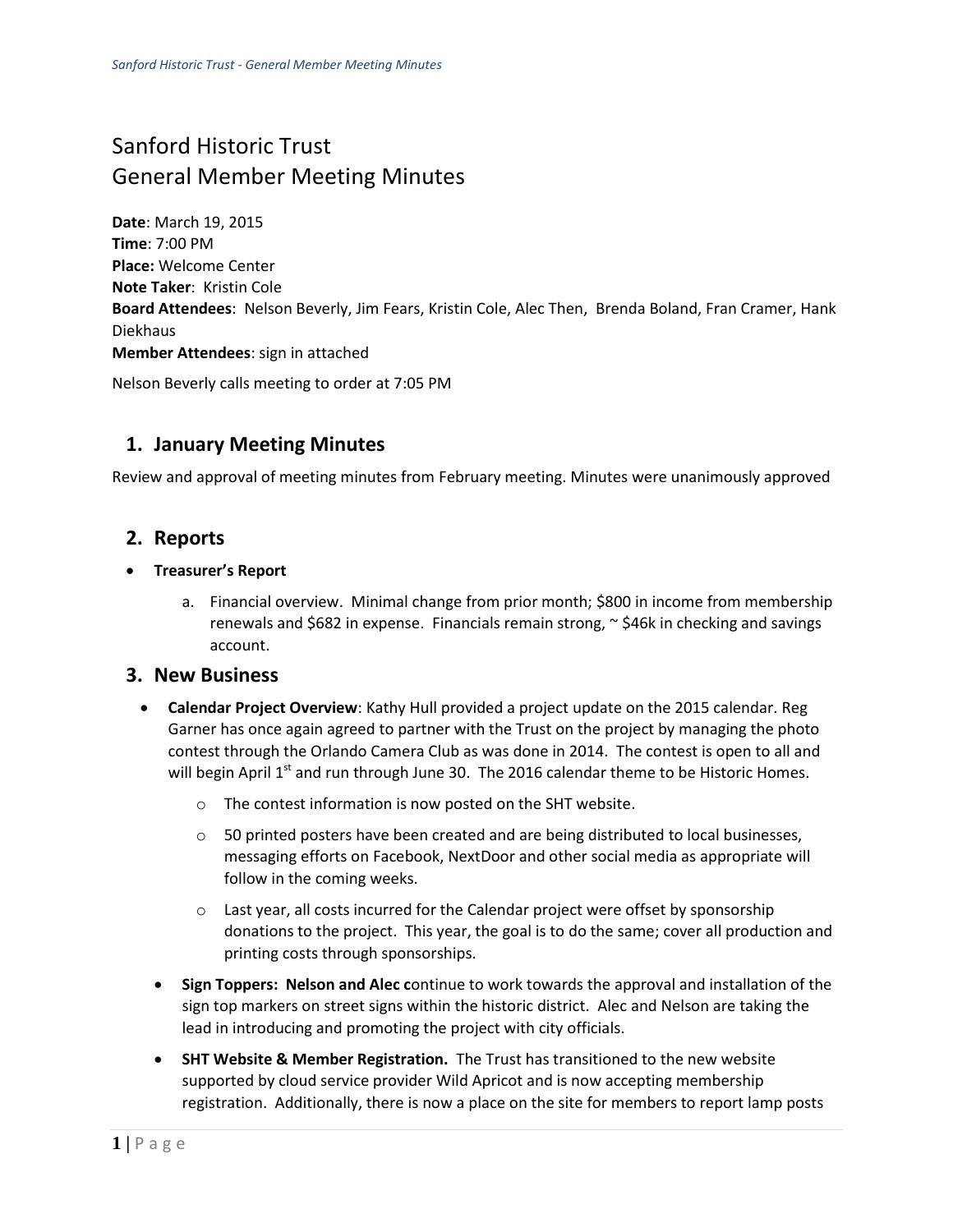# Sanford Historic Trust
# General Member Meeting Minutes

**Date**: March 19, 2015
**Time**: 7:00 PM
**Place:** Welcome Center
**Note Taker**: Kristin Cole
**Board Attendees**: Nelson Beverly, Jim Fears, Kristin Cole, Alec Then, Brenda Boland, Fran Cramer, Hank Diekhaus
**Member Attendees**: sign in attached

Nelson Beverly calls meeting to order at 7:05 PM

## 1. January Meeting Minutes

Review and approval of meeting minutes from February meeting. Minutes were unanimously approved

## 2. Reports

- **Treasurer's Report**
  a. Financial overview. Minimal change from prior month; $800 in income from membership renewals and $682 in expense. Financials remain strong, ~ $46k in checking and savings account.

## 3. New Business

- **Calendar Project Overview**: Kathy Hull provided a project update on the 2015 calendar. Reg Garner has once again agreed to partner with the Trust on the project by managing the photo contest through the Orlando Camera Club as was done in 2014. The contest is open to all and will begin April 1st and run through June 30. The 2016 calendar theme to be Historic Homes.
  - The contest information is now posted on the SHT website.
  - 50 printed posters have been created and are being distributed to local businesses, messaging efforts on Facebook, NextDoor and other social media as appropriate will follow in the coming weeks.
  - Last year, all costs incurred for the Calendar project were offset by sponsorship donations to the project. This year, the goal is to do the same; cover all production and printing costs through sponsorships.
- **Sign Toppers: Nelson and Alec c**ontinue to work towards the approval and installation of the sign top markers on street signs within the historic district. Alec and Nelson are taking the lead in introducing and promoting the project with city officials.
- **SHT Website & Member Registration.** The Trust has transitioned to the new website supported by cloud service provider Wild Apricot and is now accepting membership registration. Additionally, there is now a place on the site for members to report lamp posts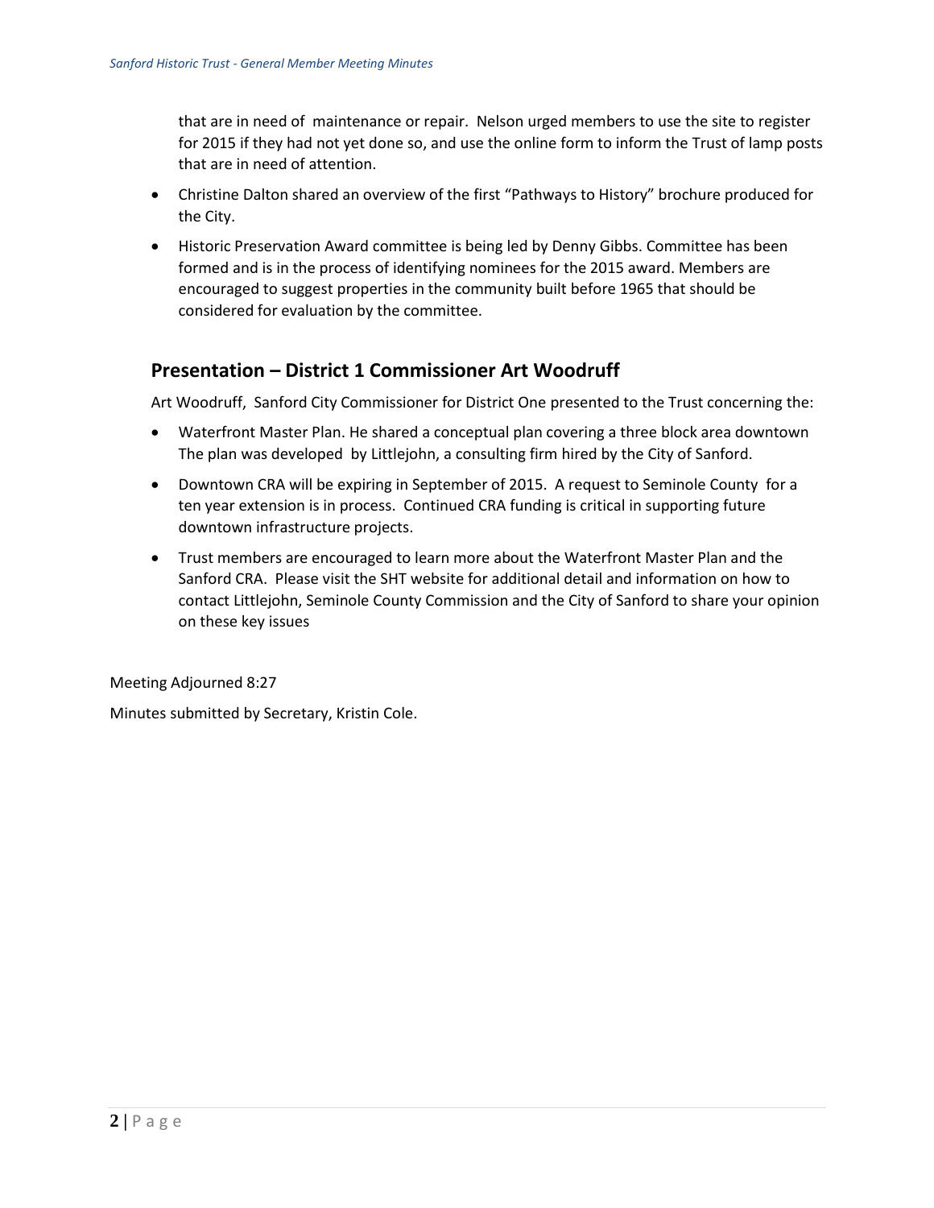that are in need of maintenance or repair. Nelson urged members to use the site to register for 2015 if they had not yet done so, and use the online form to inform the Trust of lamp posts that are in need of attention.

- Christine Dalton shared an overview of the first "Pathways to History" brochure produced for the City.
- Historic Preservation Award committee is being led by Denny Gibbs. Committee has been formed and is in the process of identifying nominees for the 2015 award. Members are encouraged to suggest properties in the community built before 1965 that should be considered for evaluation by the committee.

## Presentation – District 1 Commissioner Art Woodruff

Art Woodruff, Sanford City Commissioner for District One presented to the Trust concerning the:

- Waterfront Master Plan. He shared a conceptual plan covering a three block area downtown The plan was developed by Littlejohn, a consulting firm hired by the City of Sanford.
- Downtown CRA will be expiring in September of 2015. A request to Seminole County for a ten year extension is in process. Continued CRA funding is critical in supporting future downtown infrastructure projects.
- Trust members are encouraged to learn more about the Waterfront Master Plan and the Sanford CRA. Please visit the SHT website for additional detail and information on how to contact Littlejohn, Seminole County Commission and the City of Sanford to share your opinion on these key issues

Meeting Adjourned 8:27

Minutes submitted by Secretary, Kristin Cole.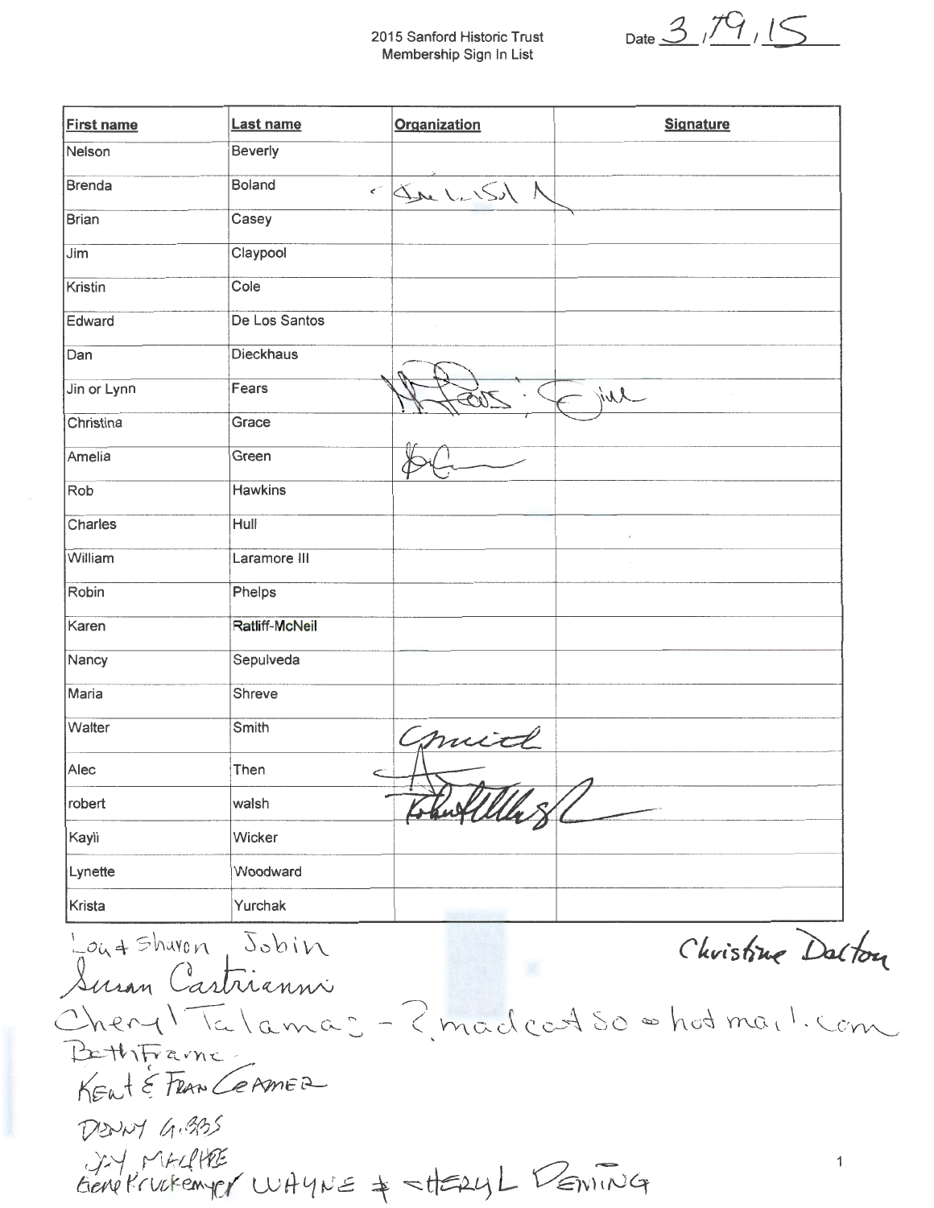2015 Sanford Historic Trust
Membership Sign In List

Date 3/19/15

| First name | Last name | Organization | Signature |
|---|---|---|---|
| Nelson | Beverly | | |
| Brenda | Boland | | |
| Brian | Casey | | |
| Jim | Claypool | | |
| Kristin | Cole | | |
| Edward | De Los Santos | | |
| Dan | Dieckhaus | | |
| Jin or Lynn | Fears | | |
| Christina | Grace | | |
| Amelia | Green | | |
| Rob | Hawkins | | |
| Charles | Hull | | |
| William | Laramore III | | |
| Robin | Phelps | | |
| Karen | Ratliff-McNeil | | |
| Nancy | Sepulveda | | |
| Maria | Shreve | | |
| Walter | Smith | | |
| Alec | Then | | |
| robert | walsh | | |
| Kayli | Wicker | | |
| Lynette | Woodward | | |
| Krista | Yurchak | | |

Lou + Sharon Jobin

Christine Dalton

Susan Castrianni

Cheryl Talamas - ?madcat50@hotmail.com

Beth Frame

Kent & Fran Cramer

Denny Gibbs

Jay MacPhee

Gene Kruckemyer WAYNE + CHERYL DEMING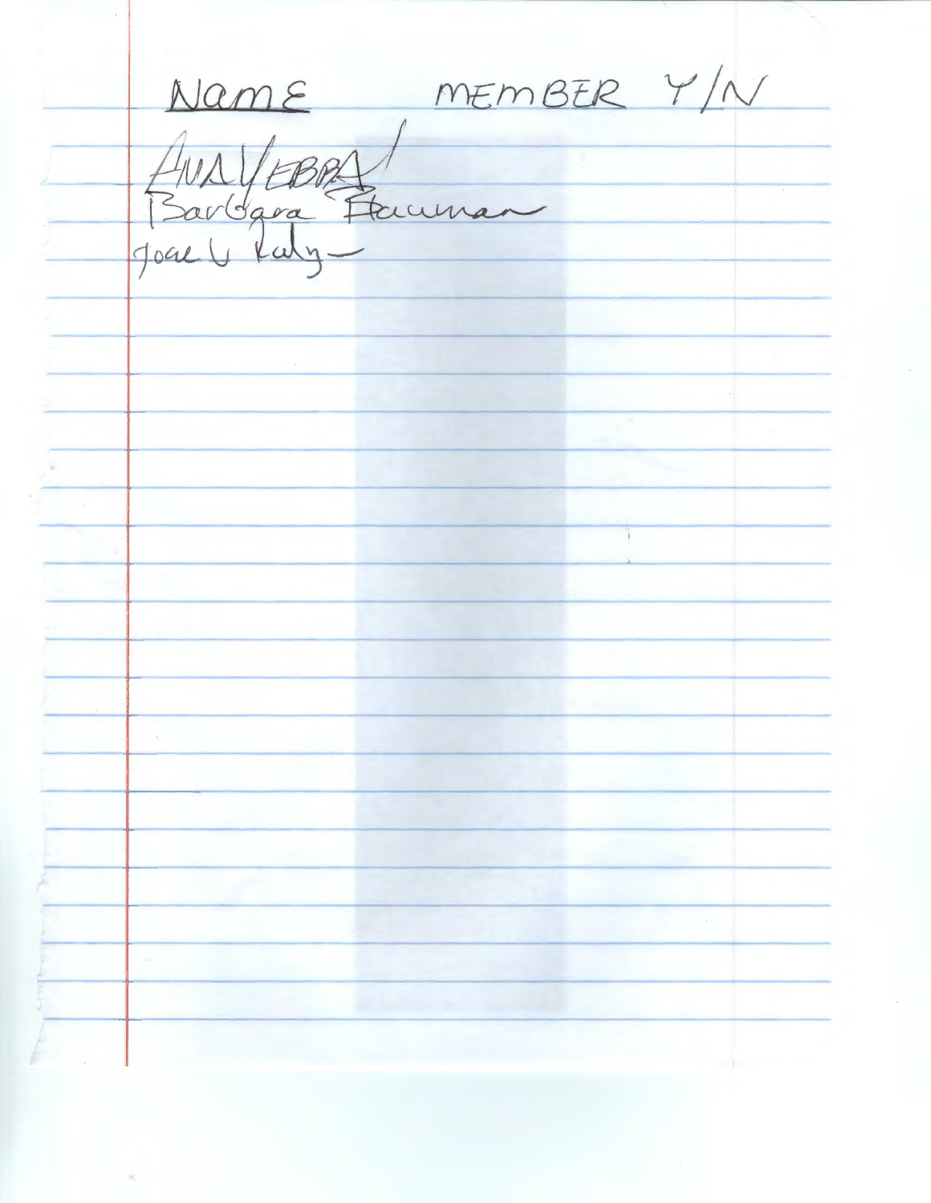| Name | MEMBER Y/N |
| --- | --- |
| ANA VIEBRA | |
| Barbara Haruman | |
| Joan V Kaly | |